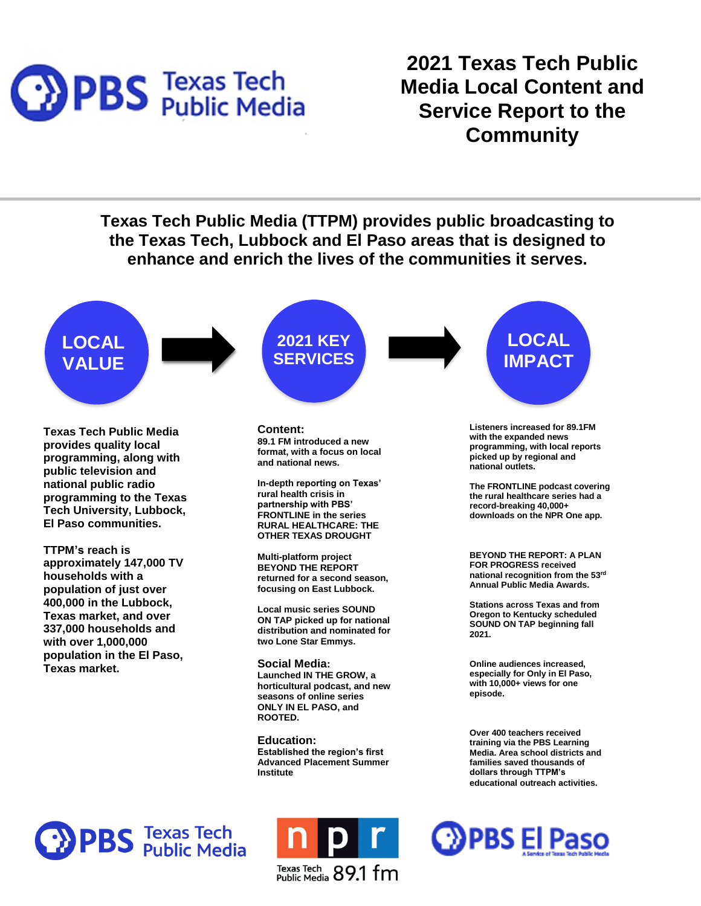PBS Texas Tech Public Media

# 2021 Texas Tech Public Media Local Content and Service Report to the Community

**Texas Tech Public Media (TTPM) provides public broadcasting to the Texas Tech, Lubbock and El Paso areas that is designed to enhance and enrich the lives of the communities it serves.**

## LOCAL VALUE

**Texas Tech Public Media provides quality local programming, along with public television and national public radio programming to the Texas Tech University, Lubbock, El Paso communities.**

**TTPM's reach is approximately 147,000 TV households with a population of just over 400,000 in the Lubbock, Texas market, and over 337,000 households and with over 1,000,000 population in the El Paso, Texas market.**

## 2021 KEY SERVICES

### Content:

**89.1 FM introduced a new format, with a focus on local and national news.**

**In-depth reporting on Texas' rural health crisis in partnership with PBS' FRONTLINE in the series RURAL HEALTHCARE: THE OTHER TEXAS DROUGHT**

**Multi-platform project BEYOND THE REPORT returned for a second season, focusing on East Lubbock.**

**Local music series SOUND ON TAP picked up for national distribution and nominated for two Lone Star Emmys.**

### Social Media:

**Launched IN THE GROW, a horticultural podcast, and new seasons of online series ONLY IN EL PASO, and ROOTED.**

### Education:

**Established the region's first Advanced Placement Summer Institute**

## LOCAL IMPACT

**Listeners increased for 89.1FM with the expanded news programming, with local reports picked up by regional and national outlets.**

**The FRONTLINE podcast covering the rural healthcare series had a record-breaking 40,000+ downloads on the NPR One app.**

**BEYOND THE REPORT: A PLAN FOR PROGRESS received national recognition from the 53rd Annual Public Media Awards.**

**Stations across Texas and from Oregon to Kentucky scheduled SOUND ON TAP beginning fall 2021.**

**Online audiences increased, especially for Only in El Paso, with 10,000+ views for one episode.**

**Over 400 teachers received training via the PBS Learning Media. Area school districts and families saved thousands of dollars through TTPM's educational outreach activities.**

PBS Texas Tech Public Media | npr Texas Tech Public Media 89.1 fm | PBS El Paso – A Service of Texas Tech Public Media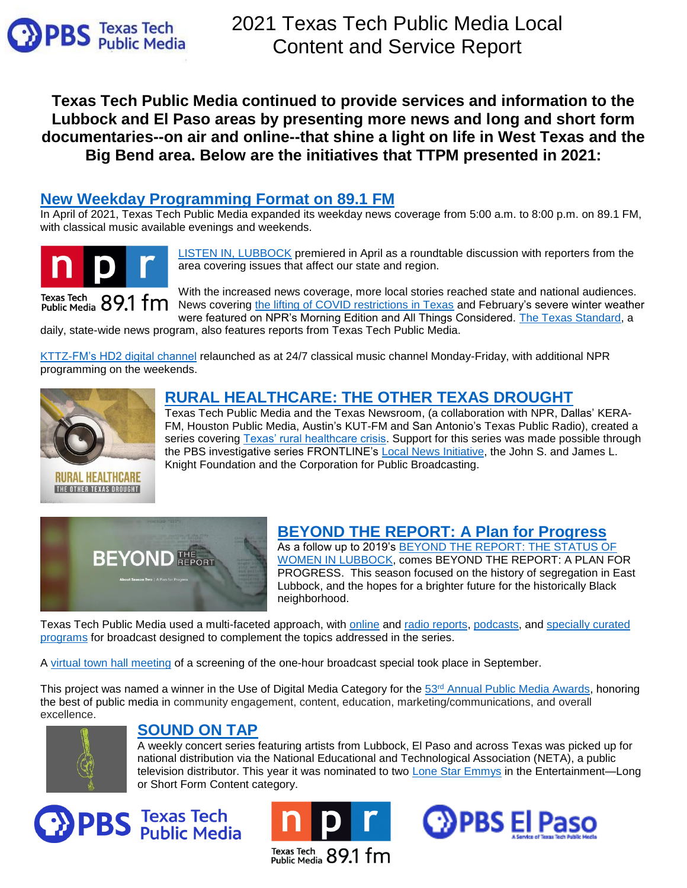# 2021 Texas Tech Public Media Local Content and Service Report

**Texas Tech Public Media continued to provide services and information to the Lubbock and El Paso areas by presenting more news and long and short form documentaries--on air and online--that shine a light on life in West Texas and the Big Bend area. Below are the initiatives that TTPM presented in 2021:**

## New Weekday Programming Format on 89.1 FM

In April of 2021, Texas Tech Public Media expanded its weekday news coverage from 5:00 a.m. to 8:00 p.m. on 89.1 FM, with classical music available evenings and weekends.

LISTEN IN, LUBBOCK premiered in April as a roundtable discussion with reporters from the area covering issues that affect our state and region.

With the increased news coverage, more local stories reached state and national audiences. News covering the lifting of COVID restrictions in Texas and February's severe winter weather were featured on NPR's Morning Edition and All Things Considered. The Texas Standard, a daily, state-wide news program, also features reports from Texas Tech Public Media.

KTTZ-FM's HD2 digital channel relaunched as at 24/7 classical music channel Monday-Friday, with additional NPR programming on the weekends.

## RURAL HEALTHCARE: THE OTHER TEXAS DROUGHT

Texas Tech Public Media and the Texas Newsroom, (a collaboration with NPR, Dallas' KERA-FM, Houston Public Media, Austin's KUT-FM and San Antonio's Texas Public Radio), created a series covering Texas' rural healthcare crisis. Support for this series was made possible through the PBS investigative series FRONTLINE's Local News Initiative, the John S. and James L. Knight Foundation and the Corporation for Public Broadcasting.

## BEYOND THE REPORT: A Plan for Progress

As a follow up to 2019's BEYOND THE REPORT: THE STATUS OF WOMEN IN LUBBOCK, comes BEYOND THE REPORT: A PLAN FOR PROGRESS. This season focused on the history of segregation in East Lubbock, and the hopes for a brighter future for the historically Black neighborhood.

Texas Tech Public Media used a multi-faceted approach, with online and radio reports, podcasts, and specially curated programs for broadcast designed to complement the topics addressed in the series.

A virtual town hall meeting of a screening of the one-hour broadcast special took place in September.

This project was named a winner in the Use of Digital Media Category for the 53rd Annual Public Media Awards, honoring the best of public media in community engagement, content, education, marketing/communications, and overall excellence.

## SOUND ON TAP

A weekly concert series featuring artists from Lubbock, El Paso and across Texas was picked up for national distribution via the National Educational and Technological Association (NETA), a public television distributor. This year it was nominated to two Lone Star Emmys in the Entertainment—Long or Short Form Content category.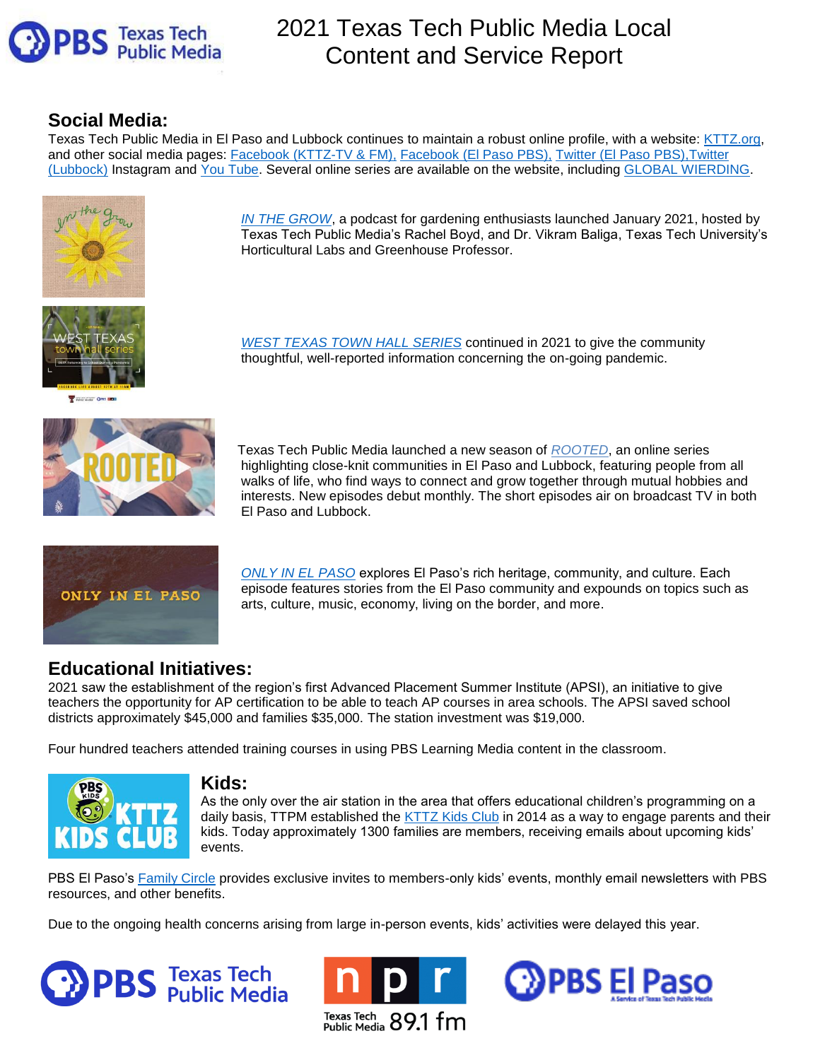# 2021 Texas Tech Public Media Local Content and Service Report

## Social Media:

Texas Tech Public Media in El Paso and Lubbock continues to maintain a robust online profile, with a website: KTTZ.org, and other social media pages: Facebook (KTTZ-TV & FM), Facebook (El Paso PBS), Twitter (El Paso PBS),Twitter (Lubbock) Instagram and You Tube. Several online series are available on the website, including GLOBAL WIERDING.

*IN THE GROW*, a podcast for gardening enthusiasts launched January 2021, hosted by Texas Tech Public Media's Rachel Boyd, and Dr. Vikram Baliga, Texas Tech University's Horticultural Labs and Greenhouse Professor.

*WEST TEXAS TOWN HALL SERIES* continued in 2021 to give the community thoughtful, well-reported information concerning the on-going pandemic.

Texas Tech Public Media launched a new season of *ROOTED*, an online series highlighting close-knit communities in El Paso and Lubbock, featuring people from all walks of life, who find ways to connect and grow together through mutual hobbies and interests. New episodes debut monthly. The short episodes air on broadcast TV in both El Paso and Lubbock.

*ONLY IN EL PASO* explores El Paso's rich heritage, community, and culture. Each episode features stories from the El Paso community and expounds on topics such as arts, culture, music, economy, living on the border, and more.

## Educational Initiatives:

2021 saw the establishment of the region's first Advanced Placement Summer Institute (APSI), an initiative to give teachers the opportunity for AP certification to be able to teach AP courses in area schools. The APSI saved school districts approximately $45,000 and families $35,000. The station investment was $19,000.

Four hundred teachers attended training courses in using PBS Learning Media content in the classroom.

## Kids:

As the only over the air station in the area that offers educational children's programming on a daily basis, TTPM established the KTTZ Kids Club in 2014 as a way to engage parents and their kids. Today approximately 1300 families are members, receiving emails about upcoming kids' events.

PBS El Paso's Family Circle provides exclusive invites to members-only kids' events, monthly email newsletters with PBS resources, and other benefits.

Due to the ongoing health concerns arising from large in-person events, kids' activities were delayed this year.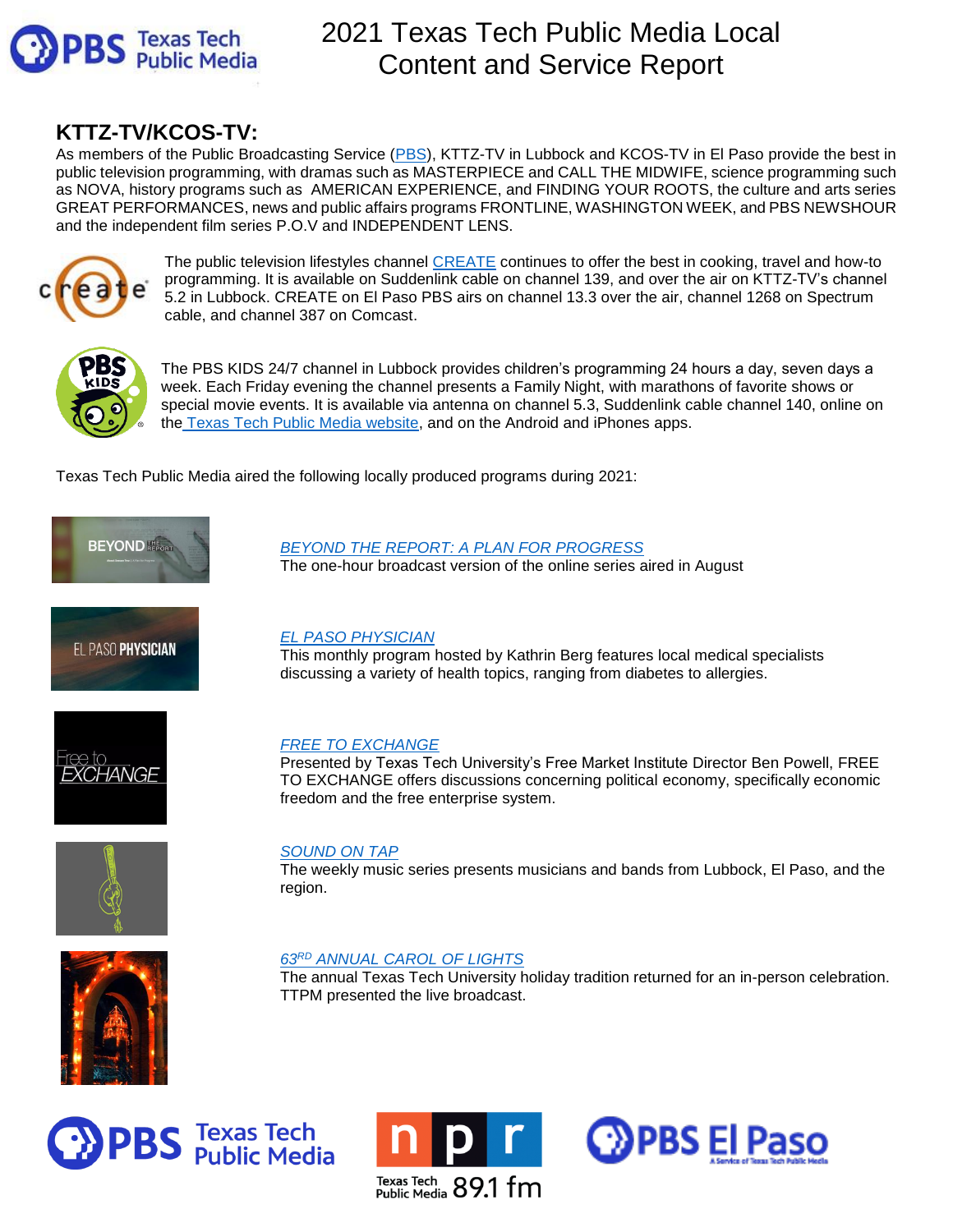# 2021 Texas Tech Public Media Local Content and Service Report

## KTTZ-TV/KCOS-TV:

As members of the Public Broadcasting Service (PBS), KTTZ-TV in Lubbock and KCOS-TV in El Paso provide the best in public television programming, with dramas such as MASTERPIECE and CALL THE MIDWIFE, science programming such as NOVA, history programs such as AMERICAN EXPERIENCE, and FINDING YOUR ROOTS, the culture and arts series GREAT PERFORMANCES, news and public affairs programs FRONTLINE, WASHINGTON WEEK, and PBS NEWSHOUR and the independent film series P.O.V and INDEPENDENT LENS.

The public television lifestyles channel CREATE continues to offer the best in cooking, travel and how-to programming. It is available on Suddenlink cable on channel 139, and over the air on KTTZ-TV's channel 5.2 in Lubbock. CREATE on El Paso PBS airs on channel 13.3 over the air, channel 1268 on Spectrum cable, and channel 387 on Comcast.

The PBS KIDS 24/7 channel in Lubbock provides children's programming 24 hours a day, seven days a week. Each Friday evening the channel presents a Family Night, with marathons of favorite shows or special movie events. It is available via antenna on channel 5.3, Suddenlink cable channel 140, online on the Texas Tech Public Media website, and on the Android and iPhones apps.

Texas Tech Public Media aired the following locally produced programs during 2021:

*BEYOND THE REPORT: A PLAN FOR PROGRESS*
The one-hour broadcast version of the online series aired in August

*EL PASO PHYSICIAN*
This monthly program hosted by Kathrin Berg features local medical specialists discussing a variety of health topics, ranging from diabetes to allergies.

*FREE TO EXCHANGE*
Presented by Texas Tech University's Free Market Institute Director Ben Powell, FREE TO EXCHANGE offers discussions concerning political economy, specifically economic freedom and the free enterprise system.

*SOUND ON TAP*
The weekly music series presents musicians and bands from Lubbock, El Paso, and the region.

*63RD ANNUAL CAROL OF LIGHTS*
The annual Texas Tech University holiday tradition returned for an in-person celebration. TTPM presented the live broadcast.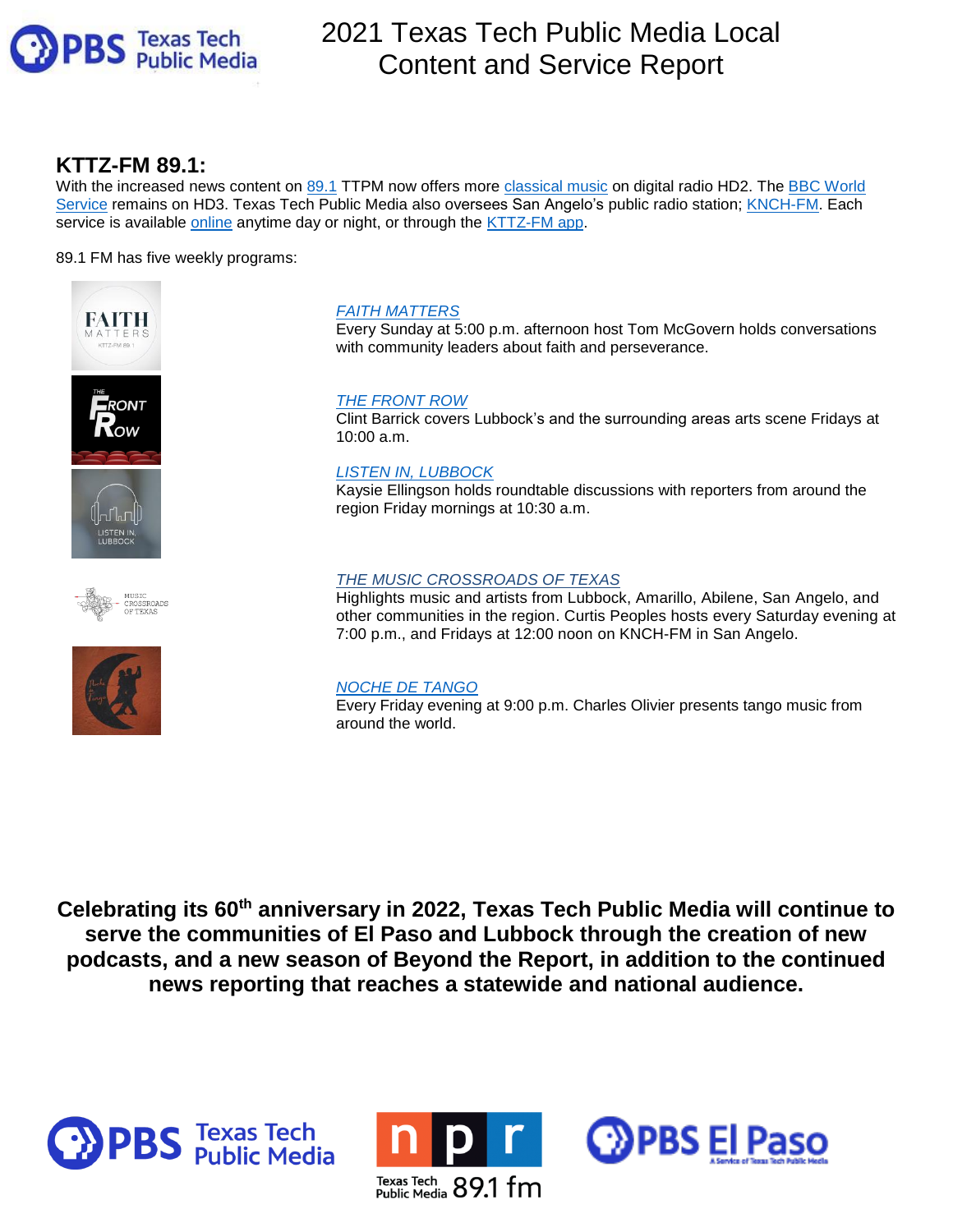# 2021 Texas Tech Public Media Local Content and Service Report

## KTTZ-FM 89.1:

With the increased news content on 89.1 TTPM now offers more classical music on digital radio HD2. The BBC World Service remains on HD3. Texas Tech Public Media also oversees San Angelo's public radio station; KNCH-FM. Each service is available online anytime day or night, or through the KTTZ-FM app.

89.1 FM has five weekly programs:

*FAITH MATTERS*
Every Sunday at 5:00 p.m. afternoon host Tom McGovern holds conversations with community leaders about faith and perseverance.

*THE FRONT ROW*
Clint Barrick covers Lubbock's and the surrounding areas arts scene Fridays at 10:00 a.m.

*LISTEN IN, LUBBOCK*
Kaysie Ellingson holds roundtable discussions with reporters from around the region Friday mornings at 10:30 a.m.

*THE MUSIC CROSSROADS OF TEXAS*
Highlights music and artists from Lubbock, Amarillo, Abilene, San Angelo, and other communities in the region. Curtis Peoples hosts every Saturday evening at 7:00 p.m., and Fridays at 12:00 noon on KNCH-FM in San Angelo.

*NOCHE DE TANGO*
Every Friday evening at 9:00 p.m. Charles Olivier presents tango music from around the world.

**Celebrating its 60th anniversary in 2022, Texas Tech Public Media will continue to serve the communities of El Paso and Lubbock through the creation of new podcasts, and a new season of Beyond the Report, in addition to the continued news reporting that reaches a statewide and national audience.**